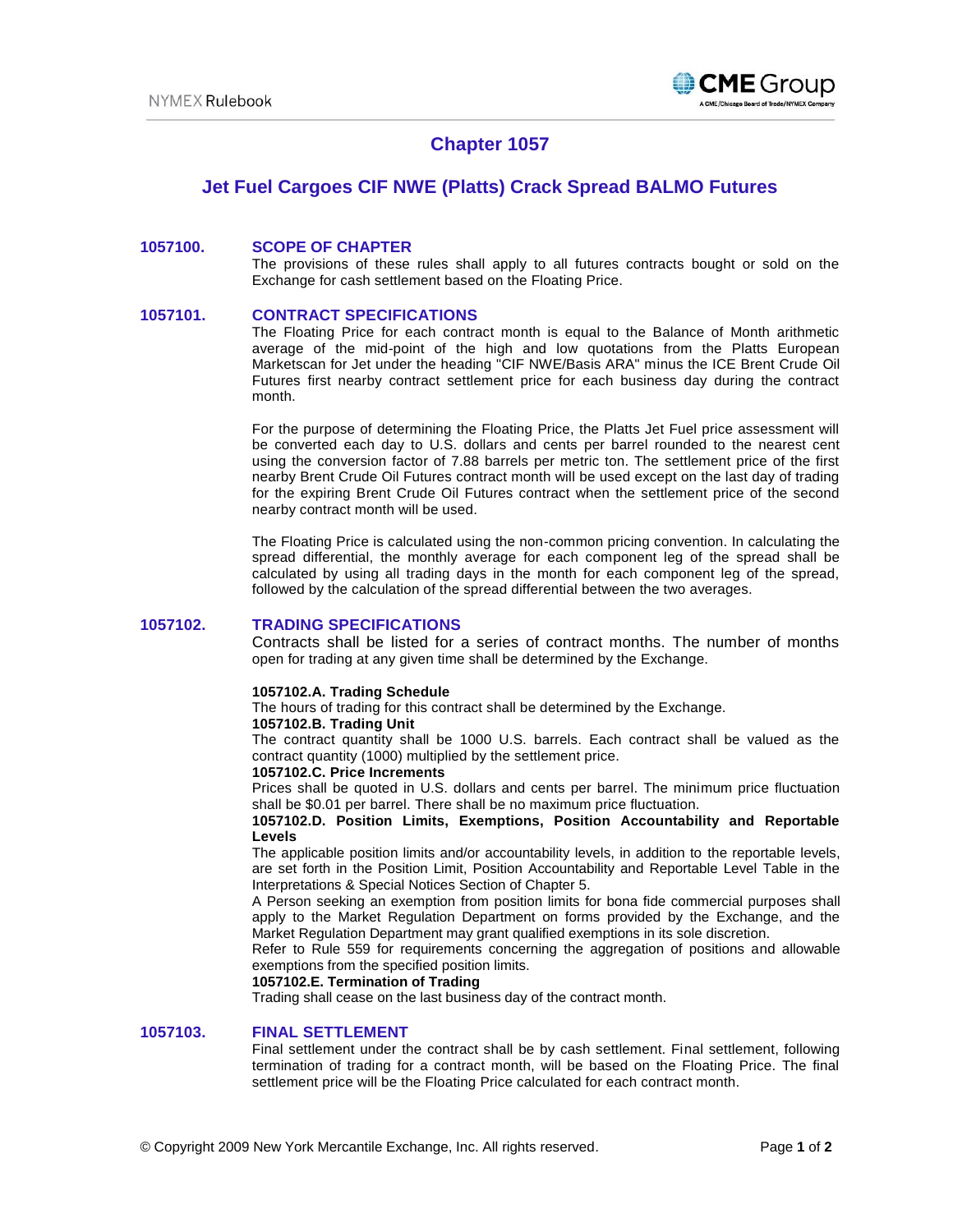# Chapter 1057

## Jet Fuel Cargoes CIF NWE (Platts) Crack Spread BALMO Futures

### 1057100. SCOPE OF CHAPTER

The provisions of these rules shall apply to all futures contracts bought or sold on the Exchange for cash settlement based on the Floating Price.

### 1057101. CONTRACT SPECIFICATIONS

The Floating Price for each contract month is equal to the Balance of Month arithmetic average of the mid-point of the high and low quotations from the Platts European Marketscan for Jet under the heading "CIF NWE/Basis ARA" minus the ICE Brent Crude Oil Futures first nearby contract settlement price for each business day during the contract month.

For the purpose of determining the Floating Price, the Platts Jet Fuel price assessment will be converted each day to U.S. dollars and cents per barrel rounded to the nearest cent using the conversion factor of 7.88 barrels per metric ton. The settlement price of the first nearby Brent Crude Oil Futures contract month will be used except on the last day of trading for the expiring Brent Crude Oil Futures contract when the settlement price of the second nearby contract month will be used.

The Floating Price is calculated using the non-common pricing convention. In calculating the spread differential, the monthly average for each component leg of the spread shall be calculated by using all trading days in the month for each component leg of the spread, followed by the calculation of the spread differential between the two averages.

### 1057102. TRADING SPECIFICATIONS

Contracts shall be listed for a series of contract months. The number of months open for trading at any given time shall be determined by the Exchange.

**1057102.A. Trading Schedule**

The hours of trading for this contract shall be determined by the Exchange.

**1057102.B. Trading Unit**

The contract quantity shall be 1000 U.S. barrels. Each contract shall be valued as the contract quantity (1000) multiplied by the settlement price.

**1057102.C. Price Increments**

Prices shall be quoted in U.S. dollars and cents per barrel. The minimum price fluctuation shall be $0.01 per barrel. There shall be no maximum price fluctuation.

**1057102.D. Position Limits, Exemptions, Position Accountability and Reportable Levels**

The applicable position limits and/or accountability levels, in addition to the reportable levels, are set forth in the Position Limit, Position Accountability and Reportable Level Table in the Interpretations & Special Notices Section of Chapter 5.

A Person seeking an exemption from position limits for bona fide commercial purposes shall apply to the Market Regulation Department on forms provided by the Exchange, and the Market Regulation Department may grant qualified exemptions in its sole discretion.

Refer to Rule 559 for requirements concerning the aggregation of positions and allowable exemptions from the specified position limits.

**1057102.E. Termination of Trading**

Trading shall cease on the last business day of the contract month.

### 1057103. FINAL SETTLEMENT

Final settlement under the contract shall be by cash settlement. Final settlement, following termination of trading for a contract month, will be based on the Floating Price. The final settlement price will be the Floating Price calculated for each contract month.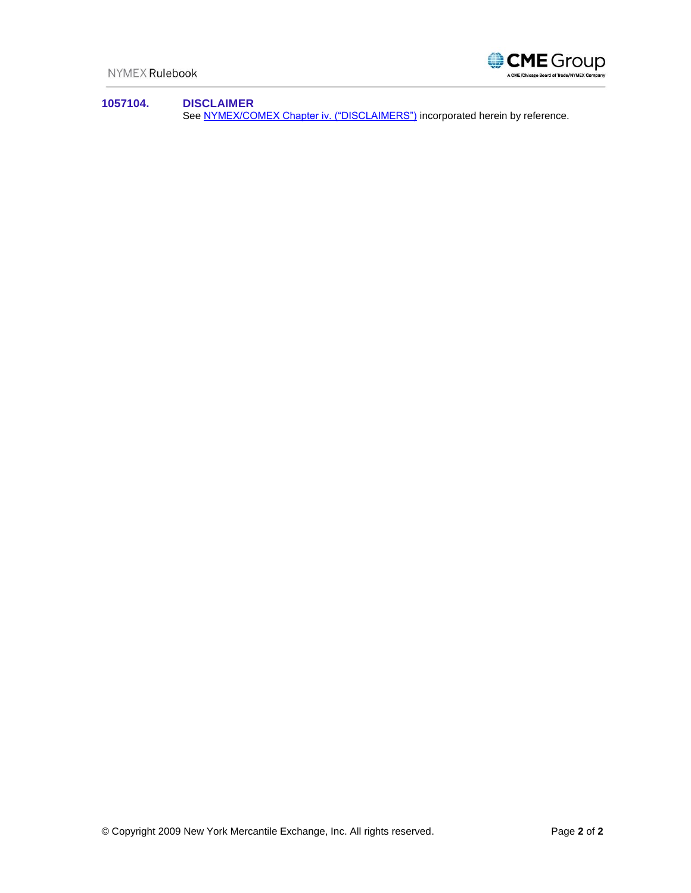**1057104. DISCLAIMER**

See NYMEX/COMEX Chapter iv. ("DISCLAIMERS") incorporated herein by reference.